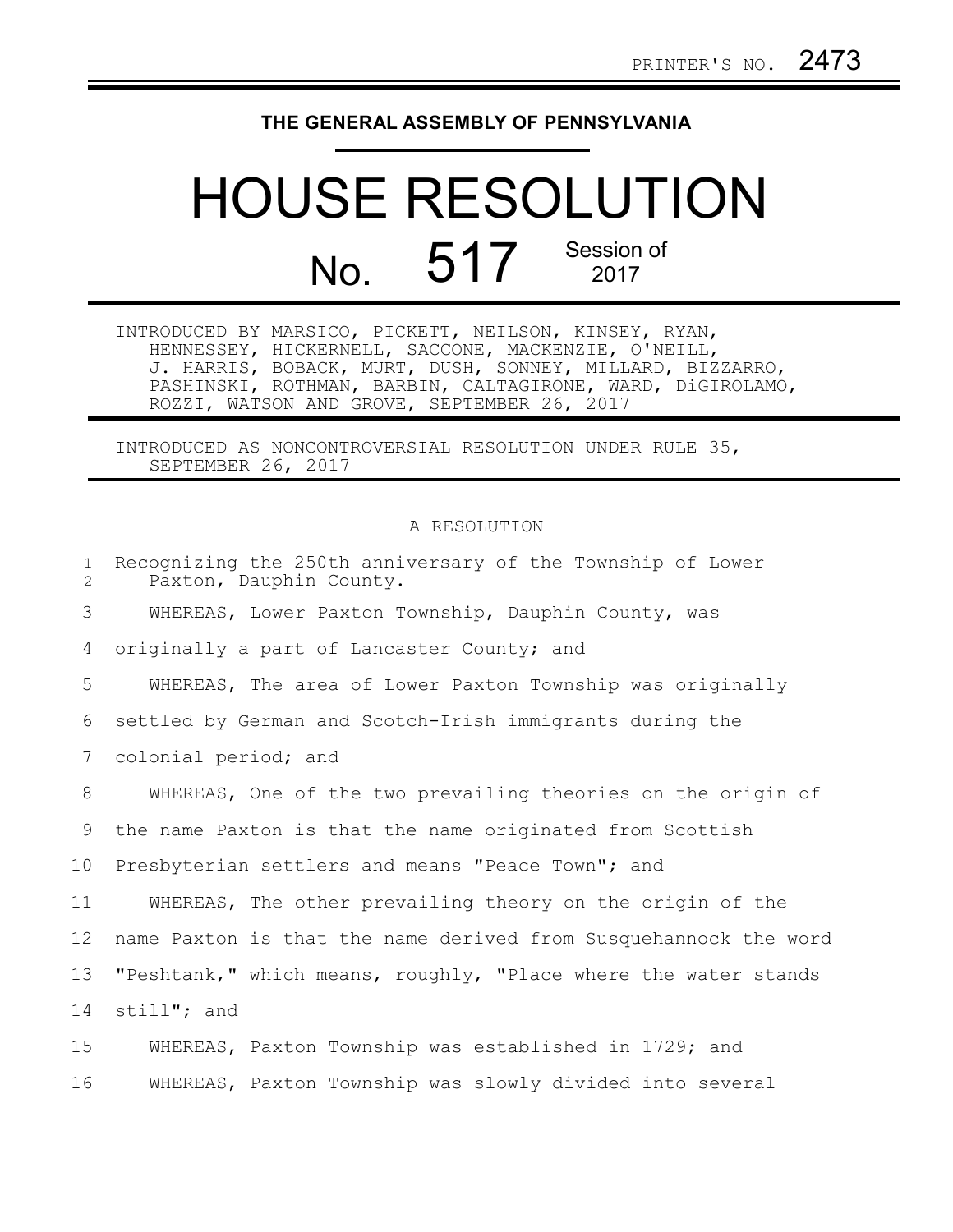PRINTER'S NO. 2473

**THE GENERAL ASSEMBLY OF PENNSYLVANIA**

# HOUSE RESOLUTION

## No. 517 Session of 2017

INTRODUCED BY MARSICO, PICKETT, NEILSON, KINSEY, RYAN, HENNESSEY, HICKERNELL, SACCONE, MACKENZIE, O'NEILL, J. HARRIS, BOBACK, MURT, DUSH, SONNEY, MILLARD, BIZZARRO, PASHINSKI, ROTHMAN, BARBIN, CALTAGIRONE, WARD, DiGIROLAMO, ROZZI, WATSON AND GROVE, SEPTEMBER 26, 2017

INTRODUCED AS NONCONTROVERSIAL RESOLUTION UNDER RULE 35, SEPTEMBER 26, 2017

A RESOLUTION

1 Recognizing the 250th anniversary of the Township of Lower
2 Paxton, Dauphin County.

3 WHEREAS, Lower Paxton Township, Dauphin County, was
4 originally a part of Lancaster County; and
5 WHEREAS, The area of Lower Paxton Township was originally
6 settled by German and Scotch-Irish immigrants during the
7 colonial period; and
8 WHEREAS, One of the two prevailing theories on the origin of
9 the name Paxton is that the name originated from Scottish
10 Presbyterian settlers and means "Peace Town"; and
11 WHEREAS, The other prevailing theory on the origin of the
12 name Paxton is that the name derived from Susquehannock the word
13 "Peshtank," which means, roughly, "Place where the water stands
14 still"; and
15 WHEREAS, Paxton Township was established in 1729; and
16 WHEREAS, Paxton Township was slowly divided into several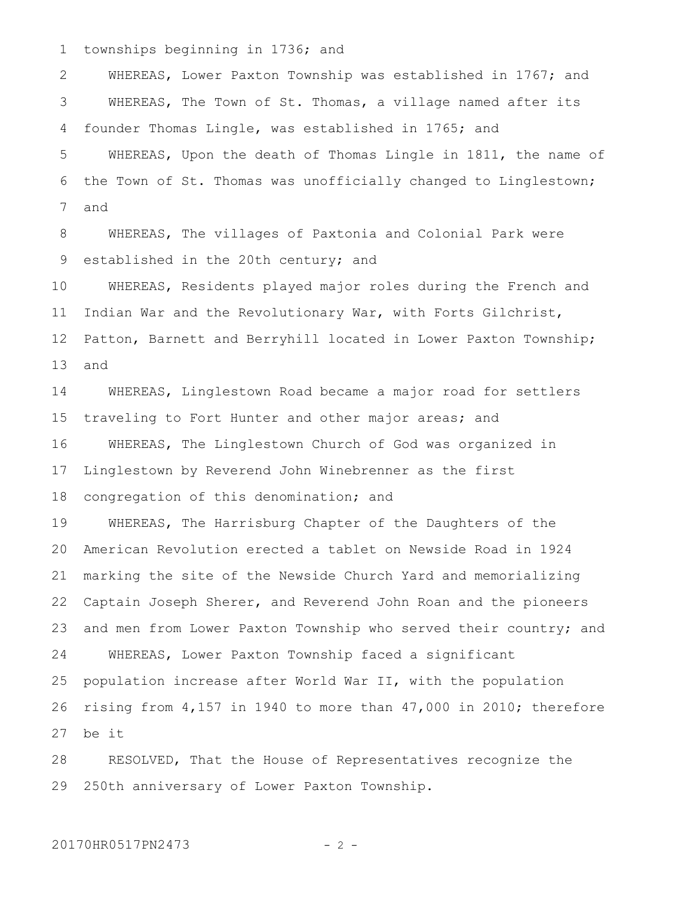townships beginning in 1736; and

WHEREAS, Lower Paxton Township was established in 1767; and

WHEREAS, The Town of St. Thomas, a village named after its founder Thomas Lingle, was established in 1765; and

WHEREAS, Upon the death of Thomas Lingle in 1811, the name of the Town of St. Thomas was unofficially changed to Linglestown; and

WHEREAS, The villages of Paxtonia and Colonial Park were established in the 20th century; and

WHEREAS, Residents played major roles during the French and Indian War and the Revolutionary War, with Forts Gilchrist, Patton, Barnett and Berryhill located in Lower Paxton Township; and

WHEREAS, Linglestown Road became a major road for settlers traveling to Fort Hunter and other major areas; and

WHEREAS, The Linglestown Church of God was organized in Linglestown by Reverend John Winebrenner as the first congregation of this denomination; and

WHEREAS, The Harrisburg Chapter of the Daughters of the American Revolution erected a tablet on Newside Road in 1924 marking the site of the Newside Church Yard and memorializing Captain Joseph Sherer, and Reverend John Roan and the pioneers and men from Lower Paxton Township who served their country; and

WHEREAS, Lower Paxton Township faced a significant population increase after World War II, with the population rising from 4,157 in 1940 to more than 47,000 in 2010; therefore be it

RESOLVED, That the House of Representatives recognize the 250th anniversary of Lower Paxton Township.